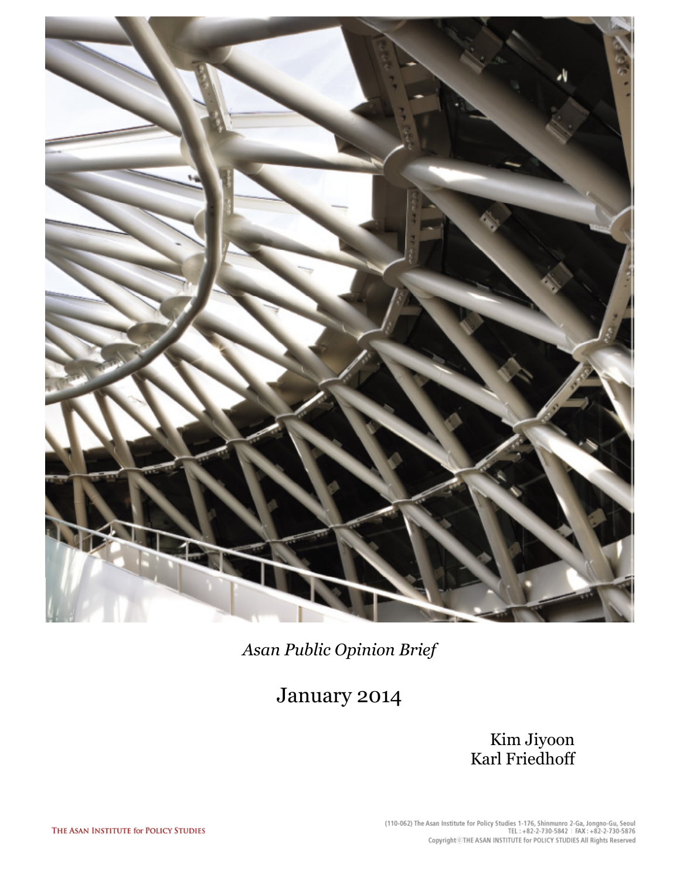*Asan Public Opinion Brief*

January 2014

Kim Jiyoon
Karl Friedhoff

THE ASAN INSTITUTE for POLICY STUDIES

(110-062) The Asan Institute for Policy Studies 1-176, Shinmunro 2-Ga, Jongno-Gu, Seoul
TEL : +82-2-730-5842 | FAX : +82-2-730-5876
Copyright © THE ASAN INSTITUTE for POLICY STUDIES All Rights Reserved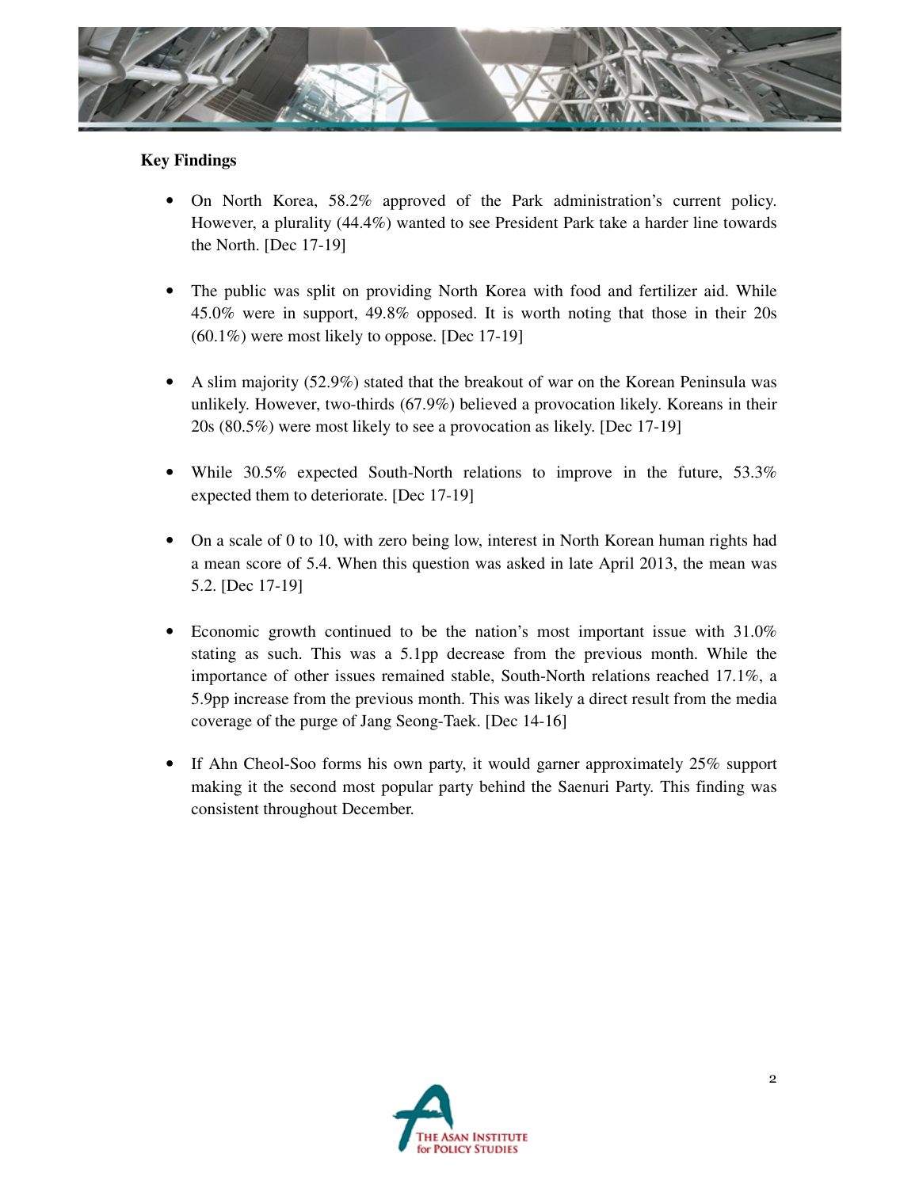**Key Findings**

- On North Korea, 58.2% approved of the Park administration's current policy. However, a plurality (44.4%) wanted to see President Park take a harder line towards the North. [Dec 17-19]

- The public was split on providing North Korea with food and fertilizer aid. While 45.0% were in support, 49.8% opposed. It is worth noting that those in their 20s (60.1%) were most likely to oppose. [Dec 17-19]

- A slim majority (52.9%) stated that the breakout of war on the Korean Peninsula was unlikely. However, two-thirds (67.9%) believed a provocation likely. Koreans in their 20s (80.5%) were most likely to see a provocation as likely. [Dec 17-19]

- While 30.5% expected South-North relations to improve in the future, 53.3% expected them to deteriorate. [Dec 17-19]

- On a scale of 0 to 10, with zero being low, interest in North Korean human rights had a mean score of 5.4. When this question was asked in late April 2013, the mean was 5.2. [Dec 17-19]

- Economic growth continued to be the nation's most important issue with 31.0% stating as such. This was a 5.1pp decrease from the previous month. While the importance of other issues remained stable, South-North relations reached 17.1%, a 5.9pp increase from the previous month. This was likely a direct result from the media coverage of the purge of Jang Seong-Taek. [Dec 14-16]

- If Ahn Cheol-Soo forms his own party, it would garner approximately 25% support making it the second most popular party behind the Saenuri Party. This finding was consistent throughout December.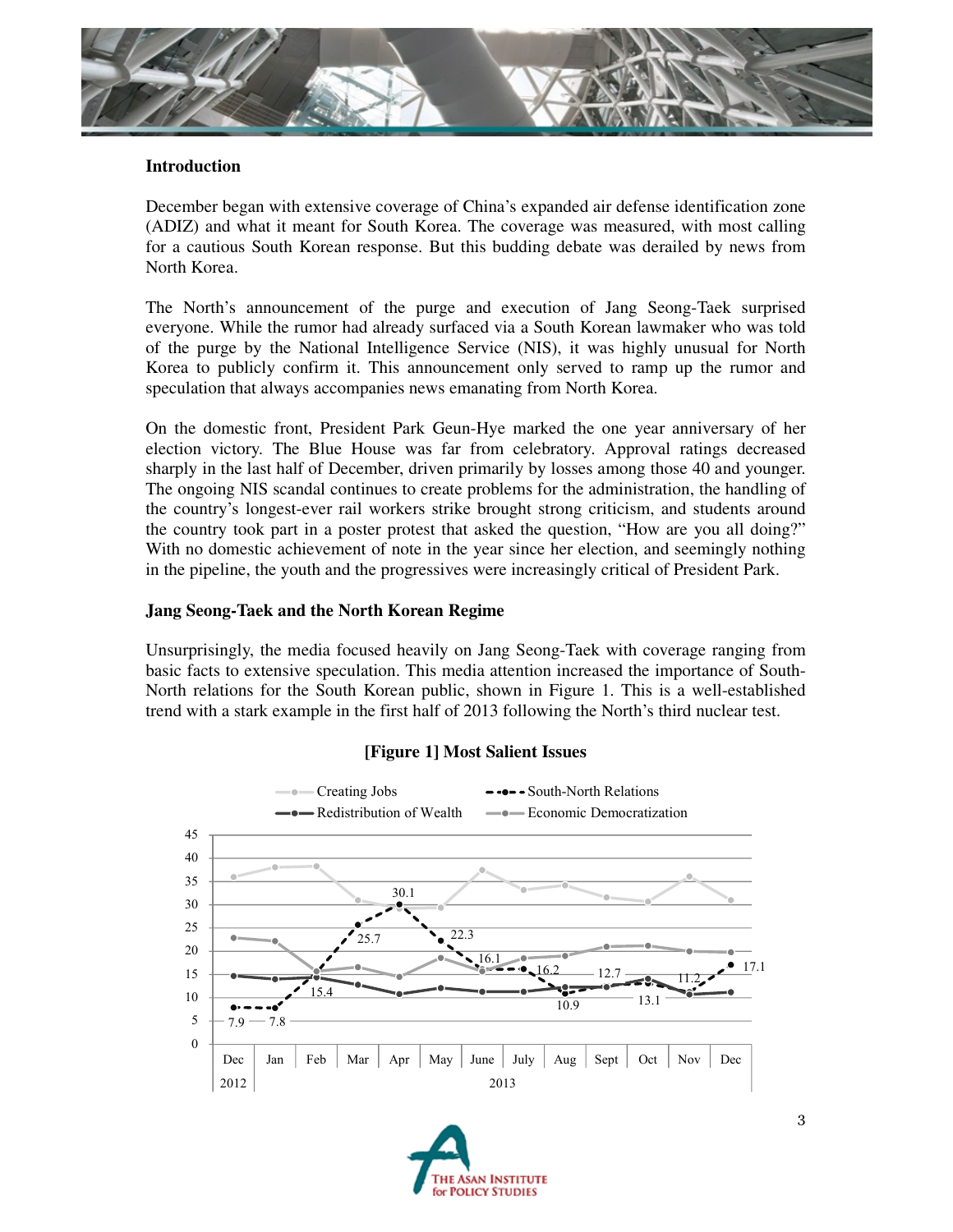## Introduction

December began with extensive coverage of China's expanded air defense identification zone (ADIZ) and what it meant for South Korea. The coverage was measured, with most calling for a cautious South Korean response. But this budding debate was derailed by news from North Korea.

The North's announcement of the purge and execution of Jang Seong-Taek surprised everyone. While the rumor had already surfaced via a South Korean lawmaker who was told of the purge by the National Intelligence Service (NIS), it was highly unusual for North Korea to publicly confirm it. This announcement only served to ramp up the rumor and speculation that always accompanies news emanating from North Korea.

On the domestic front, President Park Geun-Hye marked the one year anniversary of her election victory. The Blue House was far from celebratory. Approval ratings decreased sharply in the last half of December, driven primarily by losses among those 40 and younger. The ongoing NIS scandal continues to create problems for the administration, the handling of the country's longest-ever rail workers strike brought strong criticism, and students around the country took part in a poster protest that asked the question, "How are you all doing?" With no domestic achievement of note in the year since her election, and seemingly nothing in the pipeline, the youth and the progressives were increasingly critical of President Park.

## Jang Seong-Taek and the North Korean Regime

Unsurprisingly, the media focused heavily on Jang Seong-Taek with coverage ranging from basic facts to extensive speculation. This media attention increased the importance of South-North relations for the South Korean public, shown in Figure 1. This is a well-established trend with a stark example in the first half of 2013 following the North's third nuclear test.

**[Figure 1] Most Salient Issues**

| | Dec 2012 | Jan 2013 | Feb | Mar | Apr | May | June | July | Aug | Sept | Oct | Nov | Dec |
|---|---|---|---|---|---|---|---|---|---|---|---|---|---|
| South-North Relations | 7.9 | 7.8 | 15.4 | 25.7 | 30.1 | 22.3 | 16.1 | 16.2 | 10.9 | 12.7 | 13.1 | 11.2 | 17.1 |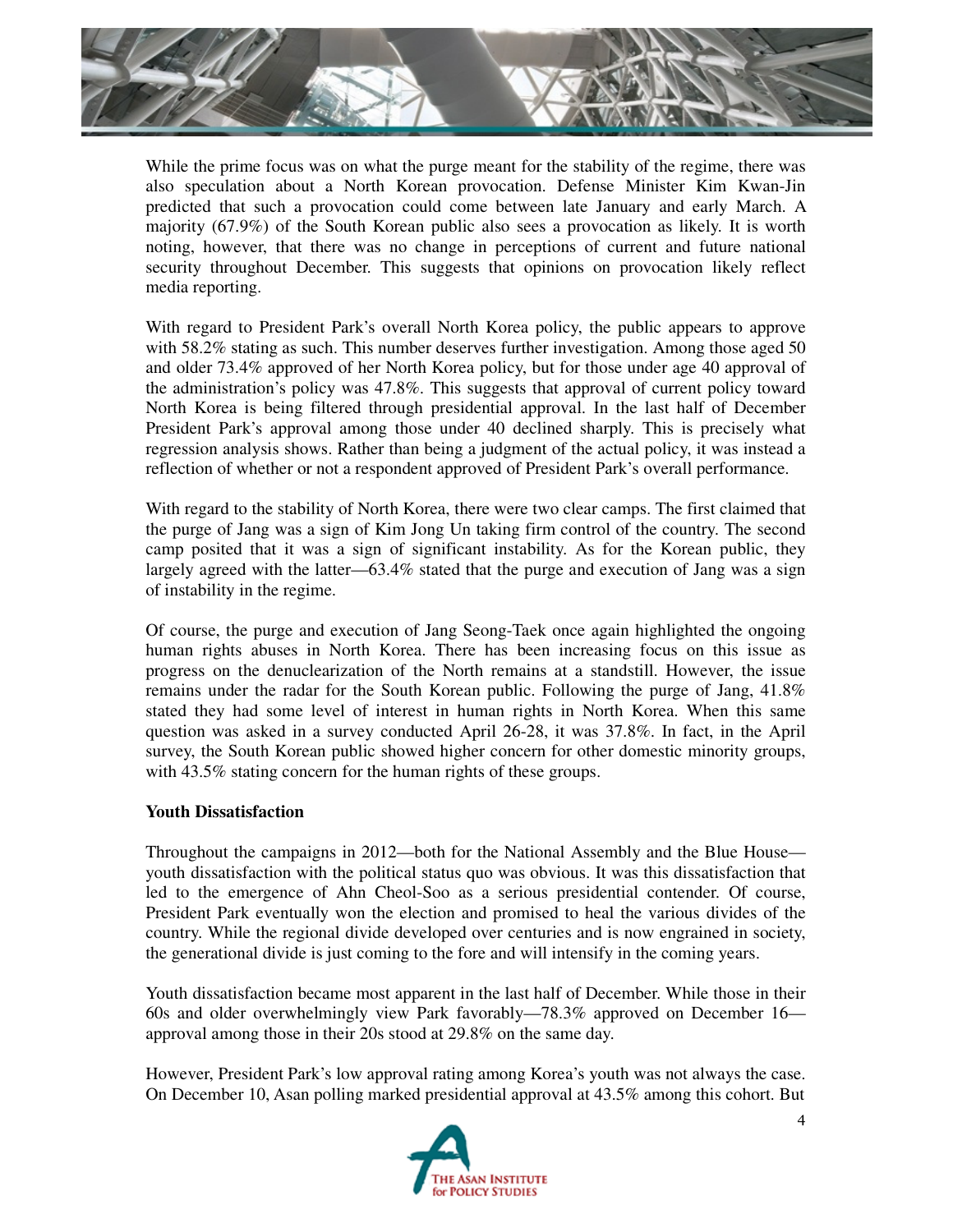While the prime focus was on what the purge meant for the stability of the regime, there was also speculation about a North Korean provocation. Defense Minister Kim Kwan-Jin predicted that such a provocation could come between late January and early March. A majority (67.9%) of the South Korean public also sees a provocation as likely. It is worth noting, however, that there was no change in perceptions of current and future national security throughout December. This suggests that opinions on provocation likely reflect media reporting.

With regard to President Park's overall North Korea policy, the public appears to approve with 58.2% stating as such. This number deserves further investigation. Among those aged 50 and older 73.4% approved of her North Korea policy, but for those under age 40 approval of the administration's policy was 47.8%. This suggests that approval of current policy toward North Korea is being filtered through presidential approval. In the last half of December President Park's approval among those under 40 declined sharply. This is precisely what regression analysis shows. Rather than being a judgment of the actual policy, it was instead a reflection of whether or not a respondent approved of President Park's overall performance.

With regard to the stability of North Korea, there were two clear camps. The first claimed that the purge of Jang was a sign of Kim Jong Un taking firm control of the country. The second camp posited that it was a sign of significant instability. As for the Korean public, they largely agreed with the latter—63.4% stated that the purge and execution of Jang was a sign of instability in the regime.

Of course, the purge and execution of Jang Seong-Taek once again highlighted the ongoing human rights abuses in North Korea. There has been increasing focus on this issue as progress on the denuclearization of the North remains at a standstill. However, the issue remains under the radar for the South Korean public. Following the purge of Jang, 41.8% stated they had some level of interest in human rights in North Korea. When this same question was asked in a survey conducted April 26-28, it was 37.8%. In fact, in the April survey, the South Korean public showed higher concern for other domestic minority groups, with 43.5% stating concern for the human rights of these groups.

**Youth Dissatisfaction**

Throughout the campaigns in 2012—both for the National Assembly and the Blue House—youth dissatisfaction with the political status quo was obvious. It was this dissatisfaction that led to the emergence of Ahn Cheol-Soo as a serious presidential contender. Of course, President Park eventually won the election and promised to heal the various divides of the country. While the regional divide developed over centuries and is now engrained in society, the generational divide is just coming to the fore and will intensify in the coming years.

Youth dissatisfaction became most apparent in the last half of December. While those in their 60s and older overwhelmingly view Park favorably—78.3% approved on December 16—approval among those in their 20s stood at 29.8% on the same day.

However, President Park's low approval rating among Korea's youth was not always the case. On December 10, Asan polling marked presidential approval at 43.5% among this cohort. But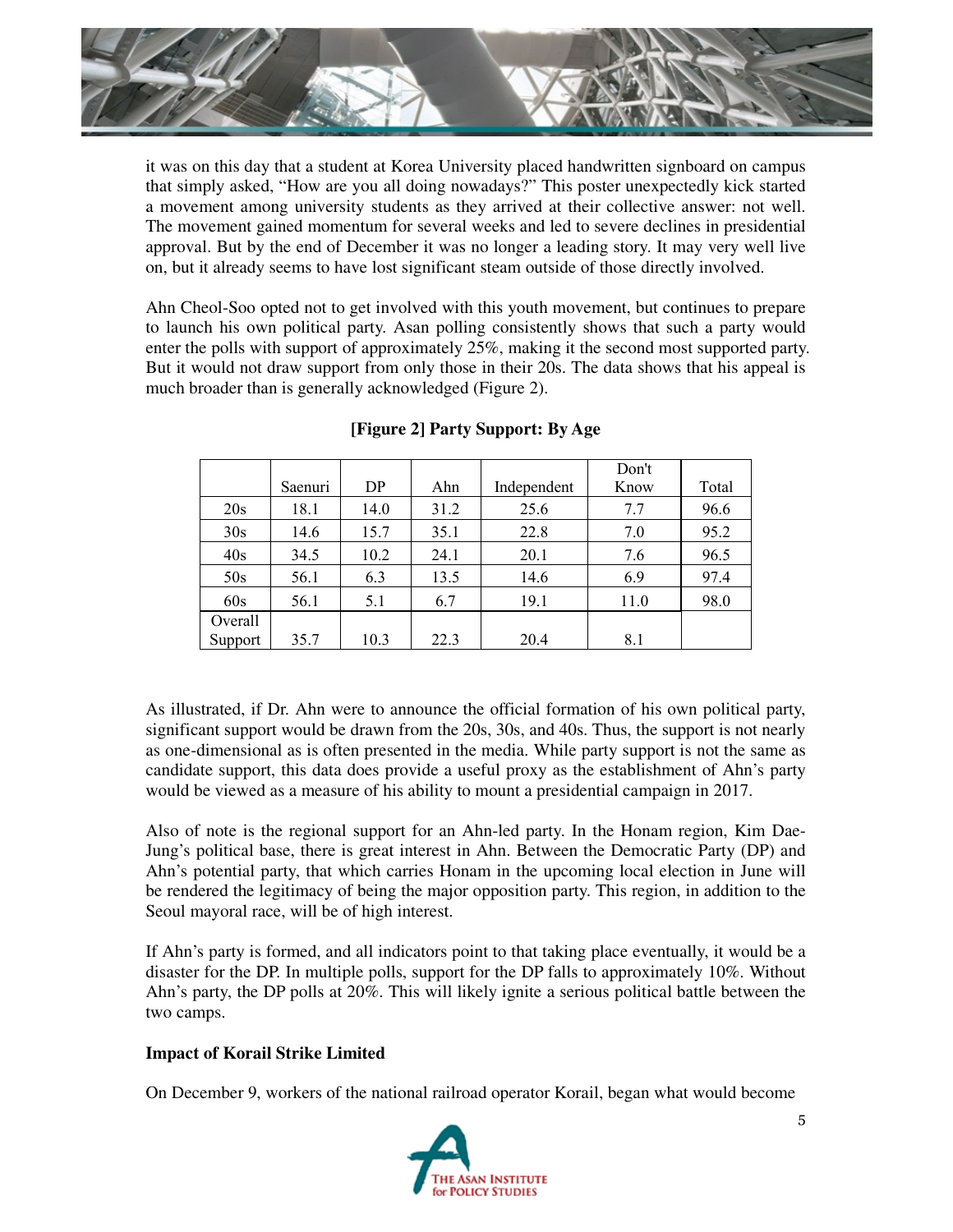it was on this day that a student at Korea University placed handwritten signboard on campus that simply asked, "How are you all doing nowadays?" This poster unexpectedly kick started a movement among university students as they arrived at their collective answer: not well. The movement gained momentum for several weeks and led to severe declines in presidential approval. But by the end of December it was no longer a leading story. It may very well live on, but it already seems to have lost significant steam outside of those directly involved.

Ahn Cheol-Soo opted not to get involved with this youth movement, but continues to prepare to launch his own political party. Asan polling consistently shows that such a party would enter the polls with support of approximately 25%, making it the second most supported party. But it would not draw support from only those in their 20s. The data shows that his appeal is much broader than is generally acknowledged (Figure 2).

**[Figure 2] Party Support: By Age**

| | Saenuri | DP | Ahn | Independent | Don't Know | Total |
|---|---|---|---|---|---|---|
| 20s | 18.1 | 14.0 | 31.2 | 25.6 | 7.7 | 96.6 |
| 30s | 14.6 | 15.7 | 35.1 | 22.8 | 7.0 | 95.2 |
| 40s | 34.5 | 10.2 | 24.1 | 20.1 | 7.6 | 96.5 |
| 50s | 56.1 | 6.3 | 13.5 | 14.6 | 6.9 | 97.4 |
| 60s | 56.1 | 5.1 | 6.7 | 19.1 | 11.0 | 98.0 |
| Overall Support | 35.7 | 10.3 | 22.3 | 20.4 | 8.1 | |

As illustrated, if Dr. Ahn were to announce the official formation of his own political party, significant support would be drawn from the 20s, 30s, and 40s. Thus, the support is not nearly as one-dimensional as is often presented in the media. While party support is not the same as candidate support, this data does provide a useful proxy as the establishment of Ahn's party would be viewed as a measure of his ability to mount a presidential campaign in 2017.

Also of note is the regional support for an Ahn-led party. In the Honam region, Kim Dae-Jung's political base, there is great interest in Ahn. Between the Democratic Party (DP) and Ahn's potential party, that which carries Honam in the upcoming local election in June will be rendered the legitimacy of being the major opposition party. This region, in addition to the Seoul mayoral race, will be of high interest.

If Ahn's party is formed, and all indicators point to that taking place eventually, it would be a disaster for the DP. In multiple polls, support for the DP falls to approximately 10%. Without Ahn's party, the DP polls at 20%. This will likely ignite a serious political battle between the two camps.

**Impact of Korail Strike Limited**

On December 9, workers of the national railroad operator Korail, began what would become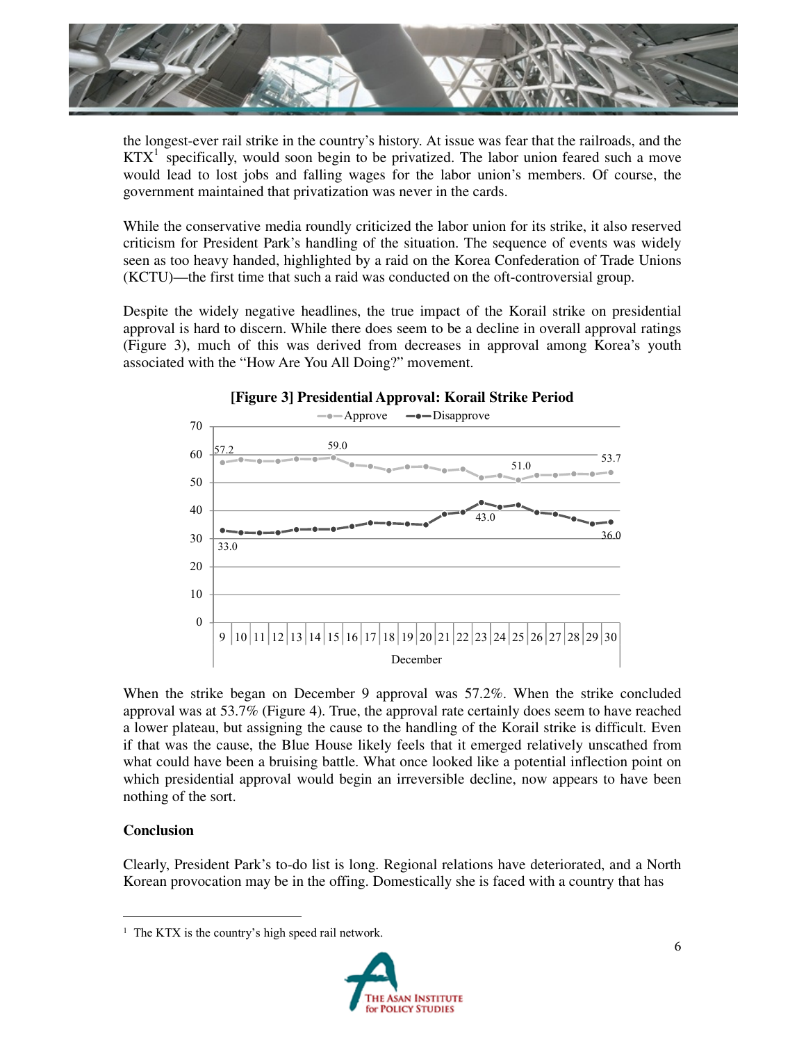the longest-ever rail strike in the country's history. At issue was fear that the railroads, and the KTX[1] specifically, would soon begin to be privatized. The labor union feared such a move would lead to lost jobs and falling wages for the labor union's members. Of course, the government maintained that privatization was never in the cards.

While the conservative media roundly criticized the labor union for its strike, it also reserved criticism for President Park's handling of the situation. The sequence of events was widely seen as too heavy handed, highlighted by a raid on the Korea Confederation of Trade Unions (KCTU)—the first time that such a raid was conducted on the oft-controversial group.

Despite the widely negative headlines, the true impact of the Korail strike on presidential approval is hard to discern. While there does seem to be a decline in overall approval ratings (Figure 3), much of this was derived from decreases in approval among Korea's youth associated with the "How Are You All Doing?" movement.

**[Figure 3] Presidential Approval: Korail Strike Period**

When the strike began on December 9 approval was 57.2%. When the strike concluded approval was at 53.7% (Figure 4). True, the approval rate certainly does seem to have reached a lower plateau, but assigning the cause to the handling of the Korail strike is difficult. Even if that was the cause, the Blue House likely feels that it emerged relatively unscathed from what could have been a bruising battle. What once looked like a potential inflection point on which presidential approval would begin an irreversible decline, now appears to have been nothing of the sort.

**Conclusion**

Clearly, President Park's to-do list is long. Regional relations have deteriorated, and a North Korean provocation may be in the offing. Domestically she is faced with a country that has

[1] The KTX is the country's high speed rail network.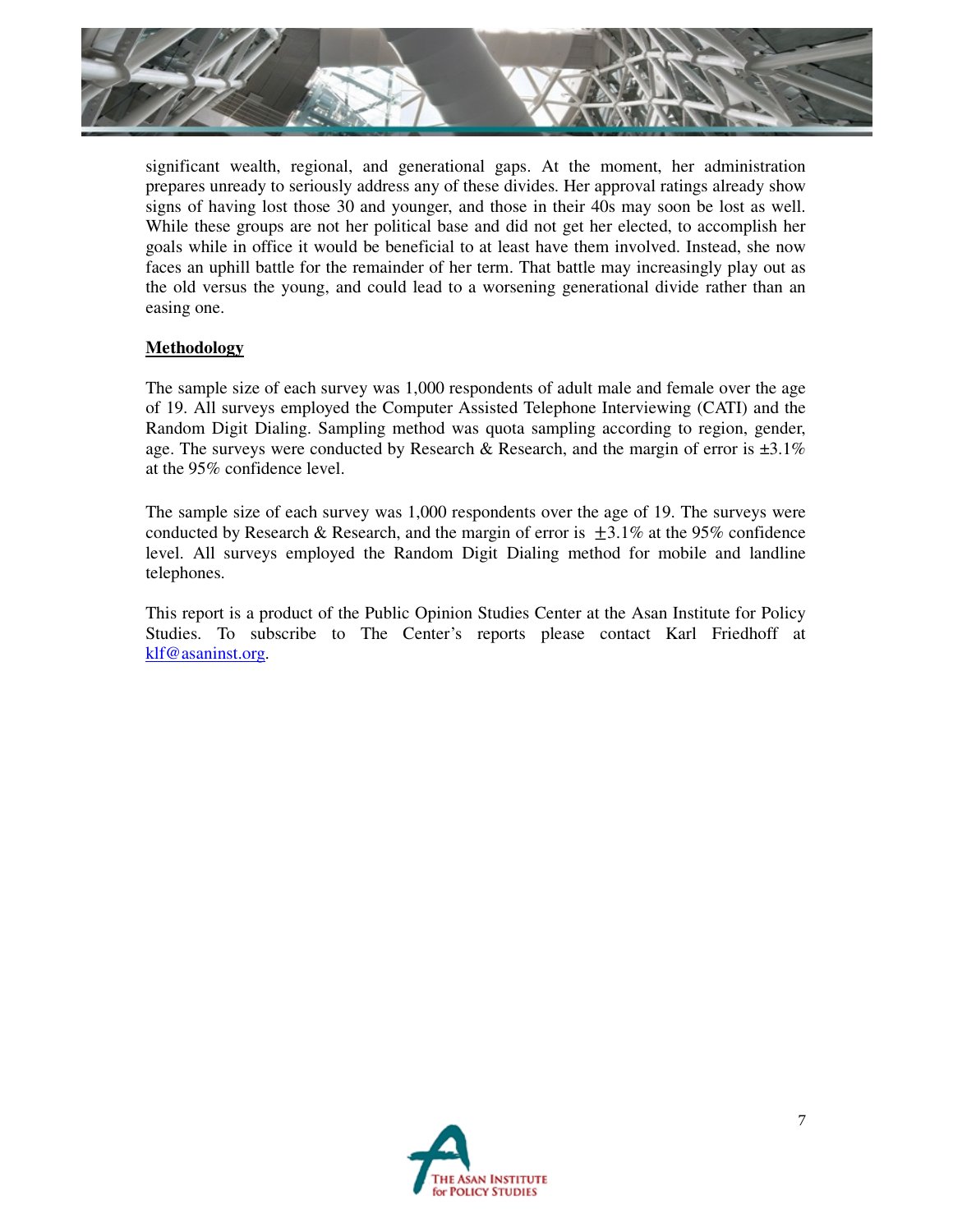significant wealth, regional, and generational gaps. At the moment, her administration prepares unready to seriously address any of these divides. Her approval ratings already show signs of having lost those 30 and younger, and those in their 40s may soon be lost as well. While these groups are not her political base and did not get her elected, to accomplish her goals while in office it would be beneficial to at least have them involved. Instead, she now faces an uphill battle for the remainder of her term. That battle may increasingly play out as the old versus the young, and could lead to a worsening generational divide rather than an easing one.

**Methodology**

The sample size of each survey was 1,000 respondents of adult male and female over the age of 19. All surveys employed the Computer Assisted Telephone Interviewing (CATI) and the Random Digit Dialing. Sampling method was quota sampling according to region, gender, age. The surveys were conducted by Research & Research, and the margin of error is ±3.1% at the 95% confidence level.

The sample size of each survey was 1,000 respondents over the age of 19. The surveys were conducted by Research & Research, and the margin of error is ±3.1% at the 95% confidence level. All surveys employed the Random Digit Dialing method for mobile and landline telephones.

This report is a product of the Public Opinion Studies Center at the Asan Institute for Policy Studies. To subscribe to The Center's reports please contact Karl Friedhoff at klf@asaninst.org.